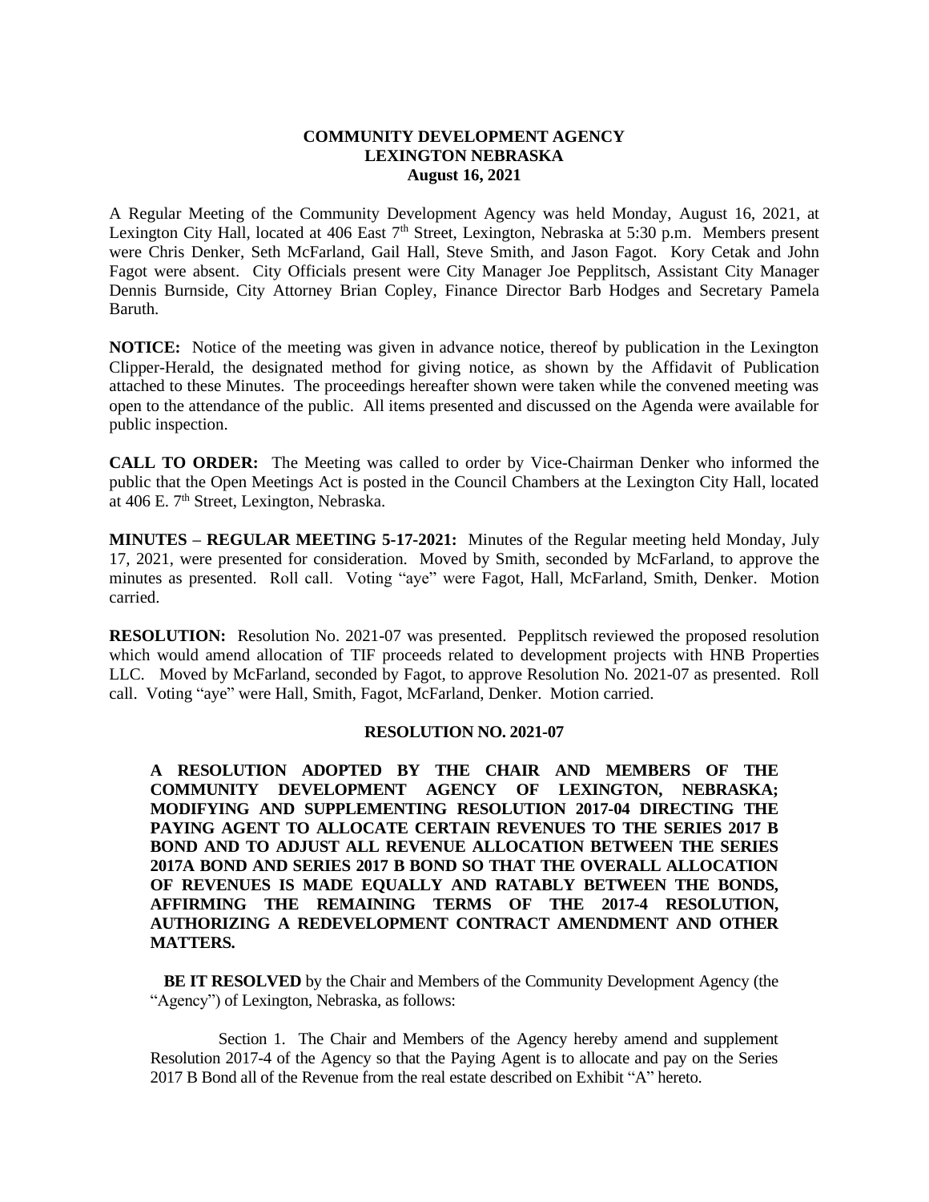# COMMUNITY DEVELOPMENT AGENCY
# LEXINGTON NEBRASKA
# August 16, 2021

A Regular Meeting of the Community Development Agency was held Monday, August 16, 2021, at Lexington City Hall, located at 406 East 7th Street, Lexington, Nebraska at 5:30 p.m. Members present were Chris Denker, Seth McFarland, Gail Hall, Steve Smith, and Jason Fagot. Kory Cetak and John Fagot were absent. City Officials present were City Manager Joe Pepplitsch, Assistant City Manager Dennis Burnside, City Attorney Brian Copley, Finance Director Barb Hodges and Secretary Pamela Baruth.

**NOTICE:** Notice of the meeting was given in advance notice, thereof by publication in the Lexington Clipper-Herald, the designated method for giving notice, as shown by the Affidavit of Publication attached to these Minutes. The proceedings hereafter shown were taken while the convened meeting was open to the attendance of the public. All items presented and discussed on the Agenda were available for public inspection.

**CALL TO ORDER:** The Meeting was called to order by Vice-Chairman Denker who informed the public that the Open Meetings Act is posted in the Council Chambers at the Lexington City Hall, located at 406 E. 7th Street, Lexington, Nebraska.

**MINUTES – REGULAR MEETING 5-17-2021:** Minutes of the Regular meeting held Monday, July 17, 2021, were presented for consideration. Moved by Smith, seconded by McFarland, to approve the minutes as presented. Roll call. Voting "aye" were Fagot, Hall, McFarland, Smith, Denker. Motion carried.

**RESOLUTION:** Resolution No. 2021-07 was presented. Pepplitsch reviewed the proposed resolution which would amend allocation of TIF proceeds related to development projects with HNB Properties LLC. Moved by McFarland, seconded by Fagot, to approve Resolution No. 2021-07 as presented. Roll call. Voting "aye" were Hall, Smith, Fagot, McFarland, Denker. Motion carried.

## RESOLUTION NO. 2021-07

**A RESOLUTION ADOPTED BY THE CHAIR AND MEMBERS OF THE COMMUNITY DEVELOPMENT AGENCY OF LEXINGTON, NEBRASKA; MODIFYING AND SUPPLEMENTING RESOLUTION 2017-04 DIRECTING THE PAYING AGENT TO ALLOCATE CERTAIN REVENUES TO THE SERIES 2017 B BOND AND TO ADJUST ALL REVENUE ALLOCATION BETWEEN THE SERIES 2017A BOND AND SERIES 2017 B BOND SO THAT THE OVERALL ALLOCATION OF REVENUES IS MADE EQUALLY AND RATABLY BETWEEN THE BONDS, AFFIRMING THE REMAINING TERMS OF THE 2017-4 RESOLUTION, AUTHORIZING A REDEVELOPMENT CONTRACT AMENDMENT AND OTHER MATTERS.**

**BE IT RESOLVED** by the Chair and Members of the Community Development Agency (the "Agency") of Lexington, Nebraska, as follows:

Section 1. The Chair and Members of the Agency hereby amend and supplement Resolution 2017-4 of the Agency so that the Paying Agent is to allocate and pay on the Series 2017 B Bond all of the Revenue from the real estate described on Exhibit "A" hereto.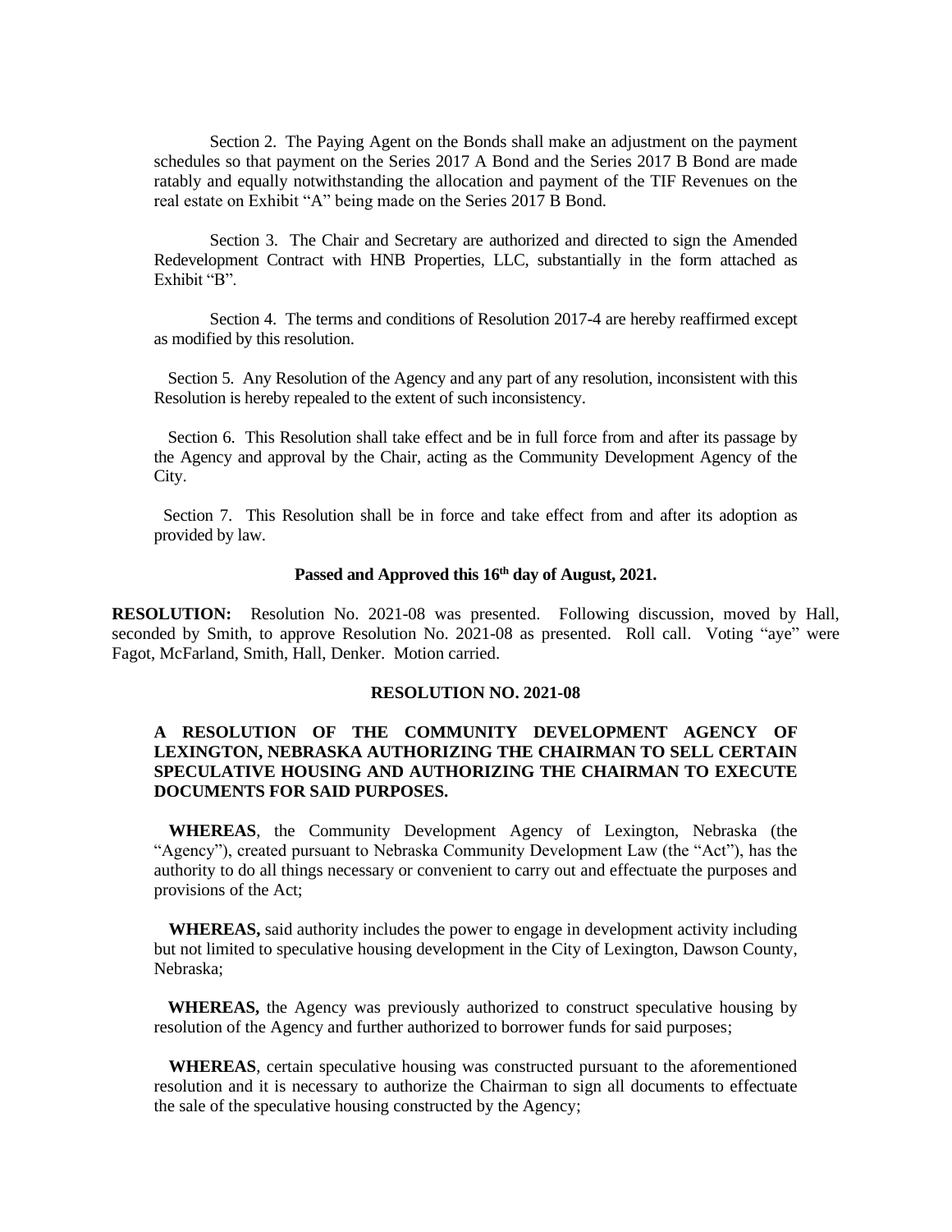Section 2. The Paying Agent on the Bonds shall make an adjustment on the payment schedules so that payment on the Series 2017 A Bond and the Series 2017 B Bond are made ratably and equally notwithstanding the allocation and payment of the TIF Revenues on the real estate on Exhibit "A" being made on the Series 2017 B Bond.

Section 3. The Chair and Secretary are authorized and directed to sign the Amended Redevelopment Contract with HNB Properties, LLC, substantially in the form attached as Exhibit "B".

Section 4. The terms and conditions of Resolution 2017-4 are hereby reaffirmed except as modified by this resolution.

Section 5. Any Resolution of the Agency and any part of any resolution, inconsistent with this Resolution is hereby repealed to the extent of such inconsistency.

Section 6. This Resolution shall take effect and be in full force from and after its passage by the Agency and approval by the Chair, acting as the Community Development Agency of the City.

Section 7. This Resolution shall be in force and take effect from and after its adoption as provided by law.

**Passed and Approved this 16th day of August, 2021.**

**RESOLUTION:** Resolution No. 2021-08 was presented. Following discussion, moved by Hall, seconded by Smith, to approve Resolution No. 2021-08 as presented. Roll call. Voting "aye" were Fagot, McFarland, Smith, Hall, Denker. Motion carried.

**RESOLUTION NO. 2021-08**

**A RESOLUTION OF THE COMMUNITY DEVELOPMENT AGENCY OF LEXINGTON, NEBRASKA AUTHORIZING THE CHAIRMAN TO SELL CERTAIN SPECULATIVE HOUSING AND AUTHORIZING THE CHAIRMAN TO EXECUTE DOCUMENTS FOR SAID PURPOSES.**

**WHEREAS**, the Community Development Agency of Lexington, Nebraska (the "Agency"), created pursuant to Nebraska Community Development Law (the "Act"), has the authority to do all things necessary or convenient to carry out and effectuate the purposes and provisions of the Act;

**WHEREAS,** said authority includes the power to engage in development activity including but not limited to speculative housing development in the City of Lexington, Dawson County, Nebraska;

**WHEREAS,** the Agency was previously authorized to construct speculative housing by resolution of the Agency and further authorized to borrower funds for said purposes;

**WHEREAS**, certain speculative housing was constructed pursuant to the aforementioned resolution and it is necessary to authorize the Chairman to sign all documents to effectuate the sale of the speculative housing constructed by the Agency;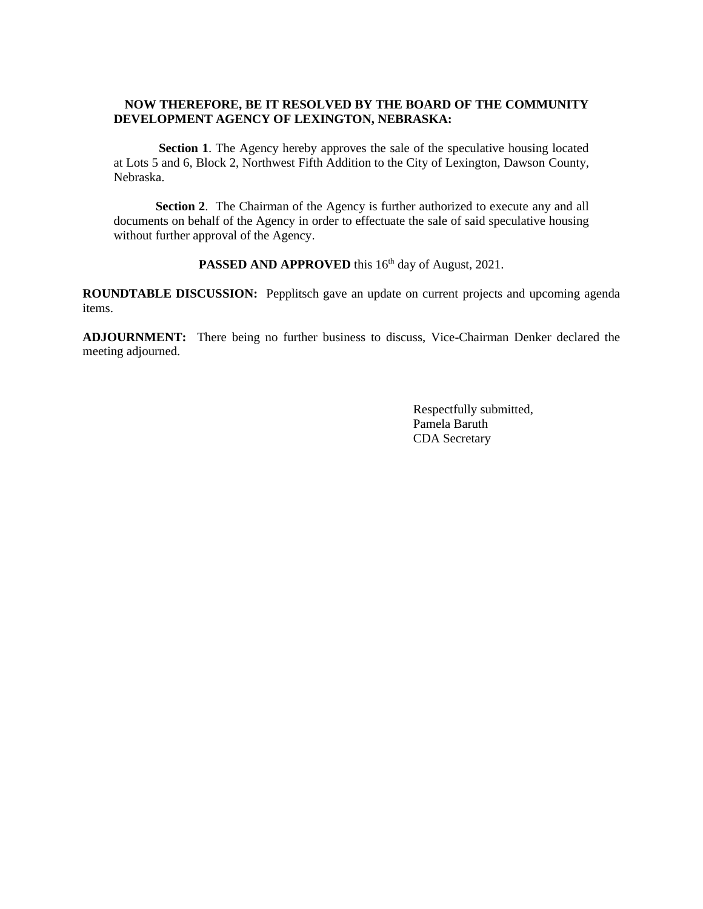**NOW THEREFORE, BE IT RESOLVED BY THE BOARD OF THE COMMUNITY DEVELOPMENT AGENCY OF LEXINGTON, NEBRASKA:**

**Section 1**. The Agency hereby approves the sale of the speculative housing located at Lots 5 and 6, Block 2, Northwest Fifth Addition to the City of Lexington, Dawson County, Nebraska.

**Section 2**. The Chairman of the Agency is further authorized to execute any and all documents on behalf of the Agency in order to effectuate the sale of said speculative housing without further approval of the Agency.

**PASSED AND APPROVED** this 16th day of August, 2021.

**ROUNDTABLE DISCUSSION:** Pepplitsch gave an update on current projects and upcoming agenda items.

**ADJOURNMENT:** There being no further business to discuss, Vice-Chairman Denker declared the meeting adjourned.

Respectfully submitted,
Pamela Baruth
CDA Secretary